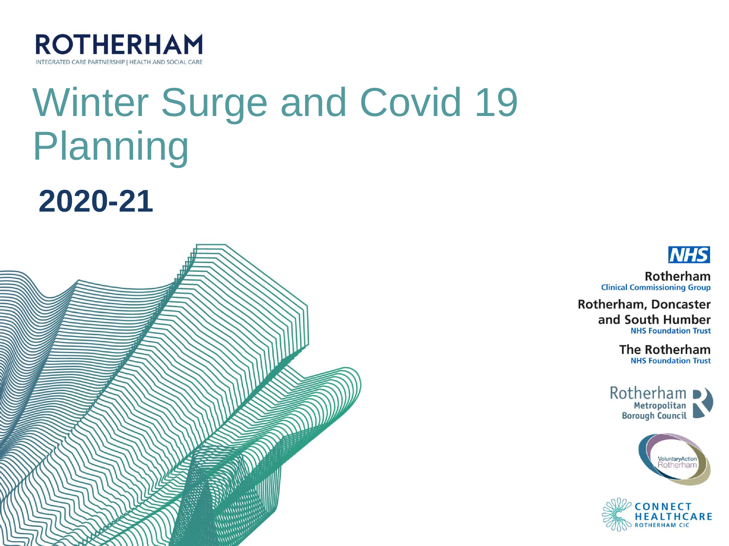**ROTHERHAM**

INTEGRATED CARE PARTNERSHIP | HEALTH AND SOCIAL CARE

# Winter Surge and Covid 19 Planning

## 2020-21

NHS

Rotherham
Clinical Commissioning Group

Rotherham, Doncaster and South Humber
NHS Foundation Trust

The Rotherham
NHS Foundation Trust

Rotherham Metropolitan Borough Council

Voluntary Action Rotherham

CONNECT HEALTHCARE ROTHERHAM CIC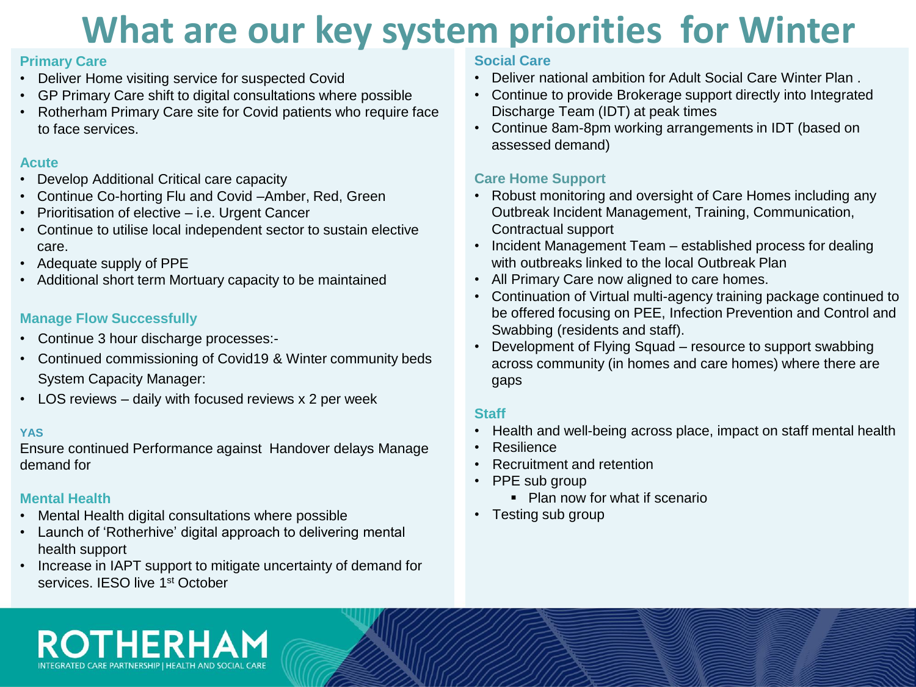# What are our key system priorities for Winter

## Primary Care

- Deliver Home visiting service for suspected Covid
- GP Primary Care shift to digital consultations where possible
- Rotherham Primary Care site for Covid patients who require face to face services.

## Acute

- Develop Additional Critical care capacity
- Continue Co-horting Flu and Covid –Amber, Red, Green
- Prioritisation of elective – i.e. Urgent Cancer
- Continue to utilise local independent sector to sustain elective care.
- Adequate supply of PPE
- Additional short term Mortuary capacity to be maintained

## Manage Flow Successfully

- Continue 3 hour discharge processes:-
- Continued commissioning of Covid19 & Winter community beds System Capacity Manager:
- LOS reviews – daily with focused reviews x 2 per week

## YAS

Ensure continued Performance against Handover delays Manage demand for

## Mental Health

- Mental Health digital consultations where possible
- Launch of 'Rotherhive' digital approach to delivering mental health support
- Increase in IAPT support to mitigate uncertainty of demand for services. IESO live 1st October

## Social Care

- Deliver national ambition for Adult Social Care Winter Plan .
- Continue to provide Brokerage support directly into Integrated Discharge Team (IDT) at peak times
- Continue 8am-8pm working arrangements in IDT (based on assessed demand)

## Care Home Support

- Robust monitoring and oversight of Care Homes including any Outbreak Incident Management, Training, Communication, Contractual support
- Incident Management Team – established process for dealing with outbreaks linked to the local Outbreak Plan
- All Primary Care now aligned to care homes.
- Continuation of Virtual multi-agency training package continued to be offered focusing on PEE, Infection Prevention and Control and Swabbing (residents and staff).
- Development of Flying Squad – resource to support swabbing across community (in homes and care homes) where there are gaps

## Staff

- Health and well-being across place, impact on staff mental health
- Resilience
- Recruitment and retention
- PPE sub group
  - Plan now for what if scenario
- Testing sub group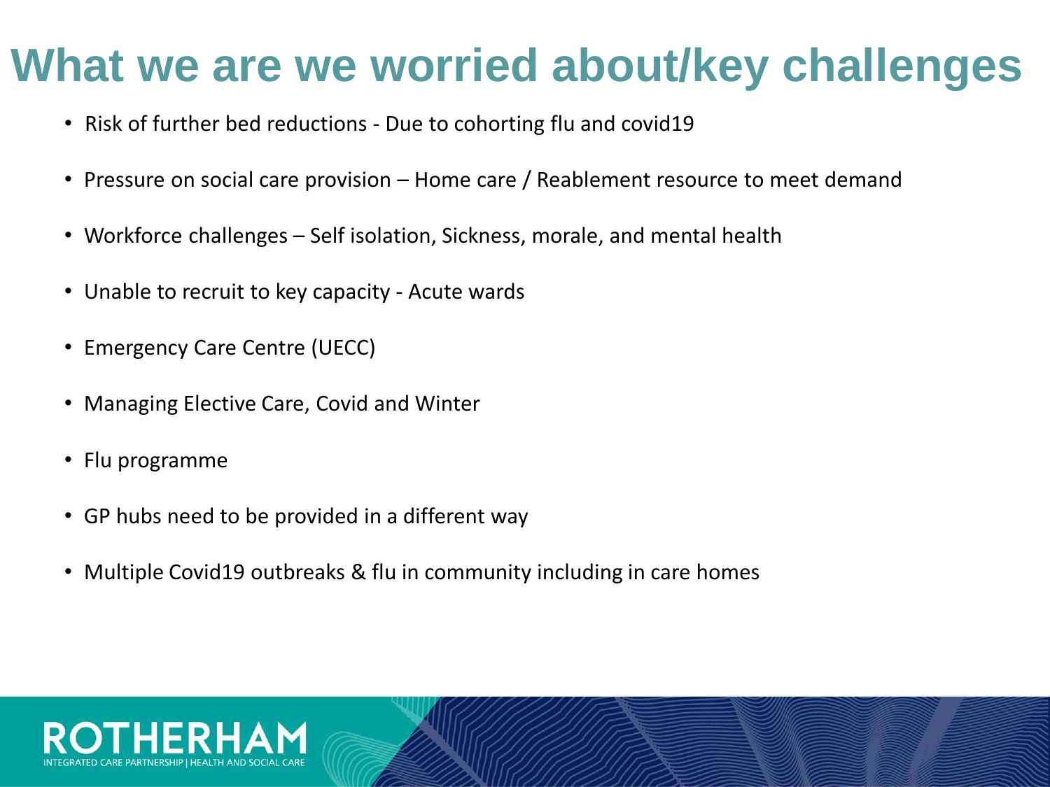# What we are we worried about/key challenges

- Risk of further bed reductions - Due to cohorting flu and covid19
- Pressure on social care provision – Home care / Reablement resource to meet demand
- Workforce challenges – Self isolation, Sickness, morale, and mental health
- Unable to recruit to key capacity - Acute wards
- Emergency Care Centre (UECC)
- Managing Elective Care, Covid and Winter
- Flu programme
- GP hubs need to be provided in a different way
- Multiple Covid19 outbreaks & flu in community including in care homes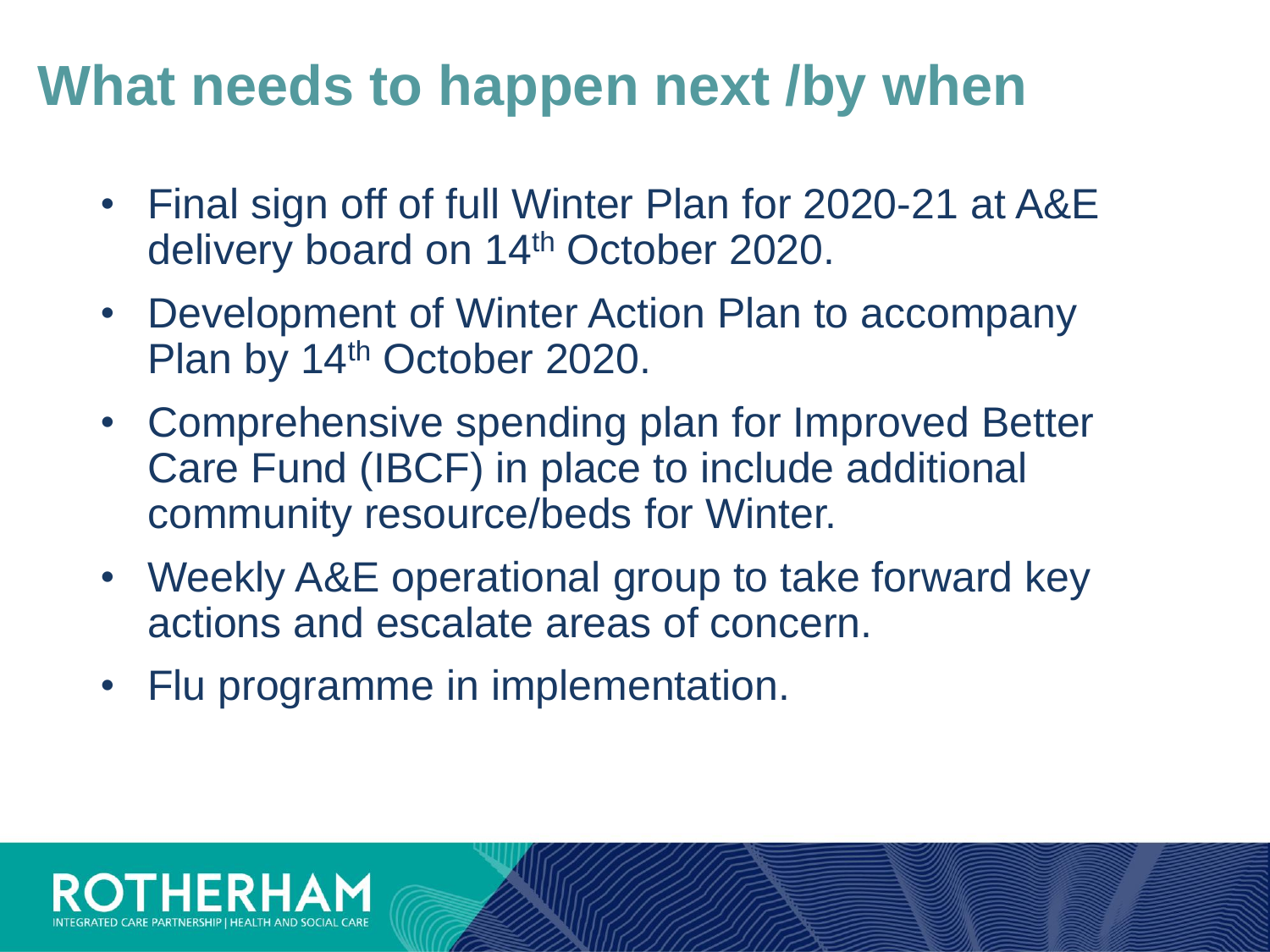# What needs to happen next /by when

- Final sign off of full Winter Plan for 2020-21 at A&E delivery board on 14th October 2020.
- Development of Winter Action Plan to accompany Plan by 14th October 2020.
- Comprehensive spending plan for Improved Better Care Fund (IBCF) in place to include additional community resource/beds for Winter.
- Weekly A&E operational group to take forward key actions and escalate areas of concern.
- Flu programme in implementation.

ROTHERHAM
INTEGRATED CARE PARTNERSHIP | HEALTH AND SOCIAL CARE